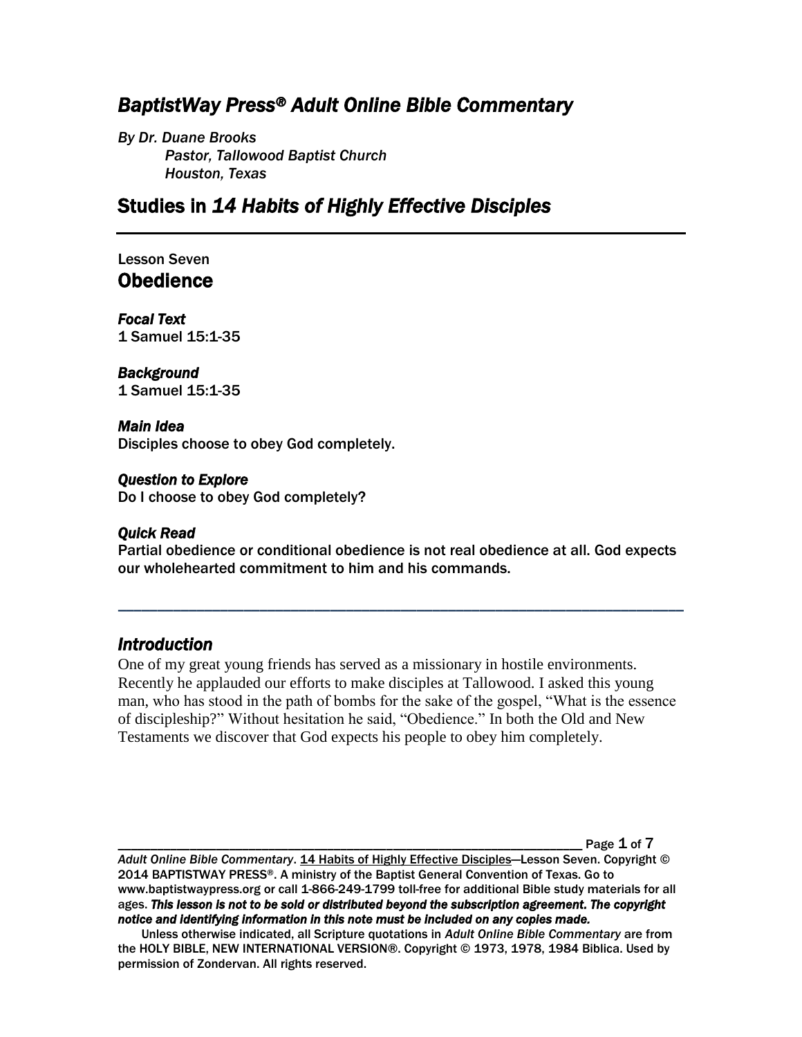# *BaptistWay Press® Adult Online Bible Commentary*

*By Dr. Duane Brooks*
*Pastor, Tallowood Baptist Church*
*Houston, Texas*

## Studies in *14 Habits of Highly Effective Disciples*

---

Lesson Seven
## Obedience

***Focal Text***
1 Samuel 15:1-35

***Background***
1 Samuel 15:1-35

***Main Idea***
Disciples choose to obey God completely.

***Question to Explore***
Do I choose to obey God completely?

***Quick Read***
Partial obedience or conditional obedience is not real obedience at all. God expects our wholehearted commitment to him and his commands.

---

### *Introduction*

One of my great young friends has served as a missionary in hostile environments. Recently he applauded our efforts to make disciples at Tallowood. I asked this young man, who has stood in the path of bombs for the sake of the gospel, "What is the essence of discipleship?" Without hesitation he said, "Obedience." In both the Old and New Testaments we discover that God expects his people to obey him completely.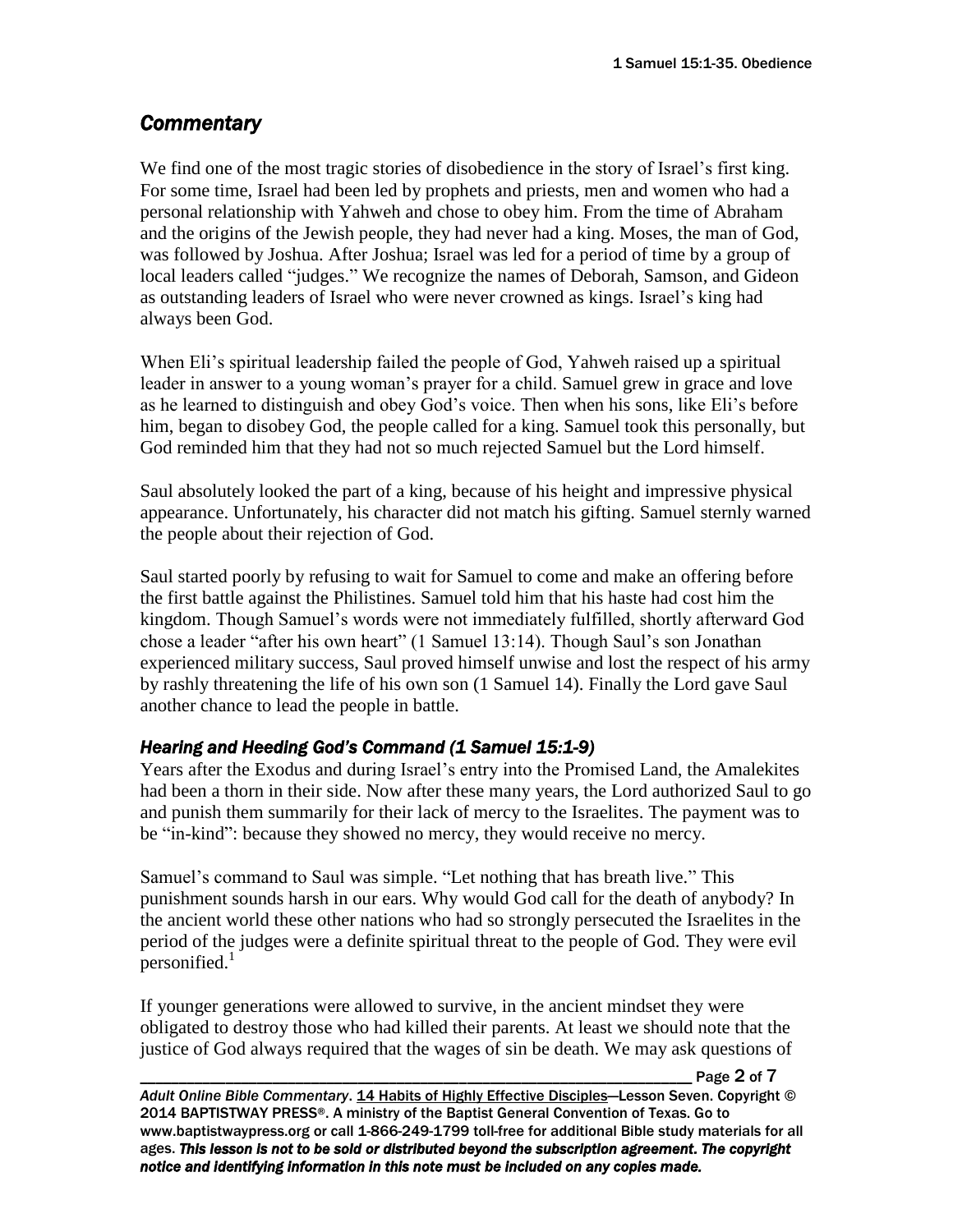## *Commentary*

We find one of the most tragic stories of disobedience in the story of Israel's first king. For some time, Israel had been led by prophets and priests, men and women who had a personal relationship with Yahweh and chose to obey him. From the time of Abraham and the origins of the Jewish people, they had never had a king. Moses, the man of God, was followed by Joshua. After Joshua; Israel was led for a period of time by a group of local leaders called "judges." We recognize the names of Deborah, Samson, and Gideon as outstanding leaders of Israel who were never crowned as kings. Israel's king had always been God.

When Eli's spiritual leadership failed the people of God, Yahweh raised up a spiritual leader in answer to a young woman's prayer for a child. Samuel grew in grace and love as he learned to distinguish and obey God's voice. Then when his sons, like Eli's before him, began to disobey God, the people called for a king. Samuel took this personally, but God reminded him that they had not so much rejected Samuel but the Lord himself.

Saul absolutely looked the part of a king, because of his height and impressive physical appearance. Unfortunately, his character did not match his gifting. Samuel sternly warned the people about their rejection of God.

Saul started poorly by refusing to wait for Samuel to come and make an offering before the first battle against the Philistines. Samuel told him that his haste had cost him the kingdom. Though Samuel's words were not immediately fulfilled, shortly afterward God chose a leader "after his own heart" (1 Samuel 13:14). Though Saul's son Jonathan experienced military success, Saul proved himself unwise and lost the respect of his army by rashly threatening the life of his own son (1 Samuel 14). Finally the Lord gave Saul another chance to lead the people in battle.

### *Hearing and Heeding God's Command (1 Samuel 15:1-9)*

Years after the Exodus and during Israel's entry into the Promised Land, the Amalekites had been a thorn in their side. Now after these many years, the Lord authorized Saul to go and punish them summarily for their lack of mercy to the Israelites. The payment was to be "in-kind": because they showed no mercy, they would receive no mercy.

Samuel's command to Saul was simple. "Let nothing that has breath live." This punishment sounds harsh in our ears. Why would God call for the death of anybody? In the ancient world these other nations who had so strongly persecuted the Israelites in the period of the judges were a definite spiritual threat to the people of God. They were evil personified.[1]

If younger generations were allowed to survive, in the ancient mindset they were obligated to destroy those who had killed their parents. At least we should note that the justice of God always required that the wages of sin be death. We may ask questions of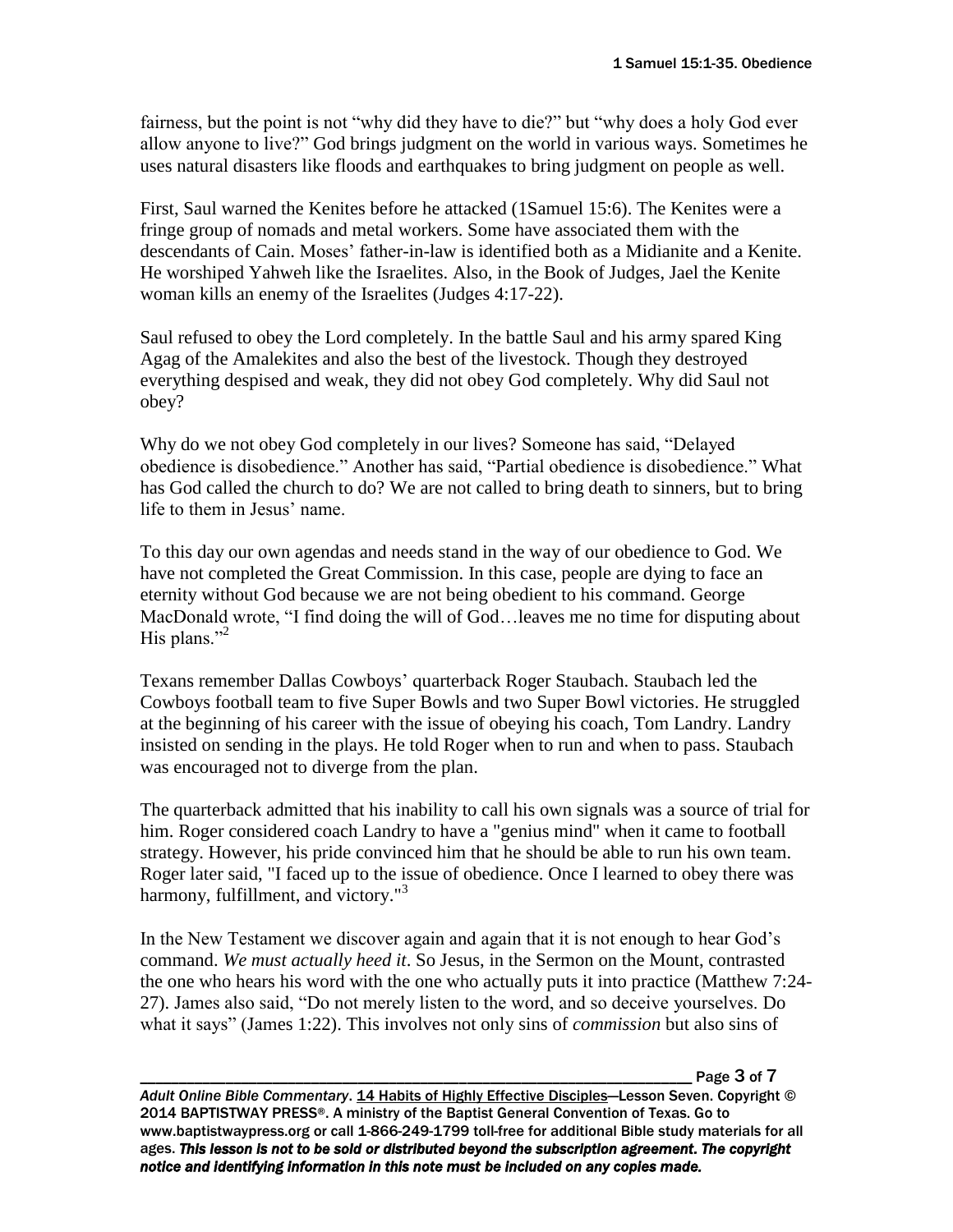fairness, but the point is not "why did they have to die?" but "why does a holy God ever allow anyone to live?" God brings judgment on the world in various ways. Sometimes he uses natural disasters like floods and earthquakes to bring judgment on people as well.

First, Saul warned the Kenites before he attacked (1Samuel 15:6). The Kenites were a fringe group of nomads and metal workers. Some have associated them with the descendants of Cain. Moses' father-in-law is identified both as a Midianite and a Kenite. He worshiped Yahweh like the Israelites. Also, in the Book of Judges, Jael the Kenite woman kills an enemy of the Israelites (Judges 4:17-22).

Saul refused to obey the Lord completely. In the battle Saul and his army spared King Agag of the Amalekites and also the best of the livestock. Though they destroyed everything despised and weak, they did not obey God completely. Why did Saul not obey?

Why do we not obey God completely in our lives? Someone has said, "Delayed obedience is disobedience." Another has said, "Partial obedience is disobedience." What has God called the church to do? We are not called to bring death to sinners, but to bring life to them in Jesus' name.

To this day our own agendas and needs stand in the way of our obedience to God. We have not completed the Great Commission. In this case, people are dying to face an eternity without God because we are not being obedient to his command. George MacDonald wrote, "I find doing the will of God…leaves me no time for disputing about His plans."[2]

Texans remember Dallas Cowboys' quarterback Roger Staubach. Staubach led the Cowboys football team to five Super Bowls and two Super Bowl victories. He struggled at the beginning of his career with the issue of obeying his coach, Tom Landry. Landry insisted on sending in the plays. He told Roger when to run and when to pass. Staubach was encouraged not to diverge from the plan.

The quarterback admitted that his inability to call his own signals was a source of trial for him. Roger considered coach Landry to have a "genius mind" when it came to football strategy. However, his pride convinced him that he should be able to run his own team. Roger later said, "I faced up to the issue of obedience. Once I learned to obey there was harmony, fulfillment, and victory."[3]

In the New Testament we discover again and again that it is not enough to hear God's command. *We must actually heed it*. So Jesus, in the Sermon on the Mount, contrasted the one who hears his word with the one who actually puts it into practice (Matthew 7:24-27). James also said, "Do not merely listen to the word, and so deceive yourselves. Do what it says" (James 1:22). This involves not only sins of *commission* but also sins of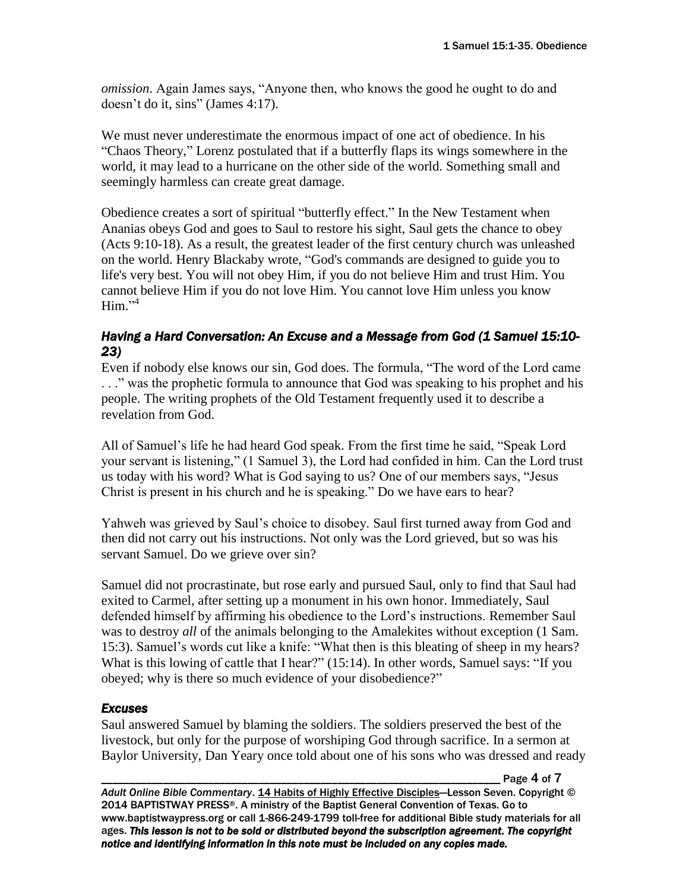*omission*. Again James says, "Anyone then, who knows the good he ought to do and doesn't do it, sins" (James 4:17).

We must never underestimate the enormous impact of one act of obedience. In his "Chaos Theory," Lorenz postulated that if a butterfly flaps its wings somewhere in the world, it may lead to a hurricane on the other side of the world. Something small and seemingly harmless can create great damage.

Obedience creates a sort of spiritual "butterfly effect." In the New Testament when Ananias obeys God and goes to Saul to restore his sight, Saul gets the chance to obey (Acts 9:10-18). As a result, the greatest leader of the first century church was unleashed on the world. Henry Blackaby wrote, "God's commands are designed to guide you to life's very best. You will not obey Him, if you do not believe Him and trust Him. You cannot believe Him if you do not love Him. You cannot love Him unless you know Him."[4]

### *Having a Hard Conversation: An Excuse and a Message from God (1 Samuel 15:10-23)*

Even if nobody else knows our sin, God does. The formula, "The word of the Lord came . . ." was the prophetic formula to announce that God was speaking to his prophet and his people. The writing prophets of the Old Testament frequently used it to describe a revelation from God.

All of Samuel's life he had heard God speak. From the first time he said, "Speak Lord your servant is listening," (1 Samuel 3), the Lord had confided in him. Can the Lord trust us today with his word? What is God saying to us? One of our members says, "Jesus Christ is present in his church and he is speaking." Do we have ears to hear?

Yahweh was grieved by Saul's choice to disobey. Saul first turned away from God and then did not carry out his instructions. Not only was the Lord grieved, but so was his servant Samuel. Do we grieve over sin?

Samuel did not procrastinate, but rose early and pursued Saul, only to find that Saul had exited to Carmel, after setting up a monument in his own honor. Immediately, Saul defended himself by affirming his obedience to the Lord's instructions. Remember Saul was to destroy *all* of the animals belonging to the Amalekites without exception (1 Sam. 15:3). Samuel's words cut like a knife: "What then is this bleating of sheep in my hears? What is this lowing of cattle that I hear?" (15:14). In other words, Samuel says: "If you obeyed; why is there so much evidence of your disobedience?"

### *Excuses*

Saul answered Samuel by blaming the soldiers. The soldiers preserved the best of the livestock, but only for the purpose of worshiping God through sacrifice. In a sermon at Baylor University, Dan Yeary once told about one of his sons who was dressed and ready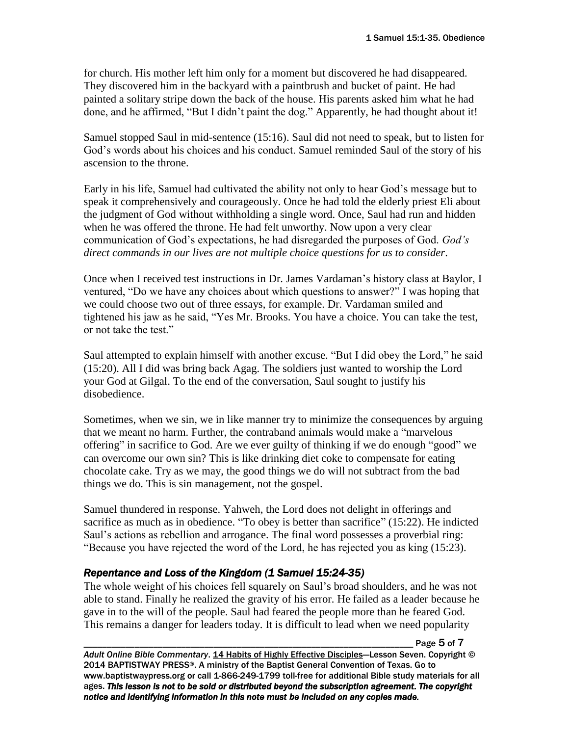for church. His mother left him only for a moment but discovered he had disappeared. They discovered him in the backyard with a paintbrush and bucket of paint. He had painted a solitary stripe down the back of the house. His parents asked him what he had done, and he affirmed, "But I didn't paint the dog." Apparently, he had thought about it!

Samuel stopped Saul in mid-sentence (15:16). Saul did not need to speak, but to listen for God's words about his choices and his conduct. Samuel reminded Saul of the story of his ascension to the throne.

Early in his life, Samuel had cultivated the ability not only to hear God's message but to speak it comprehensively and courageously. Once he had told the elderly priest Eli about the judgment of God without withholding a single word. Once, Saul had run and hidden when he was offered the throne. He had felt unworthy. Now upon a very clear communication of God's expectations, he had disregarded the purposes of God. *God's direct commands in our lives are not multiple choice questions for us to consider*.

Once when I received test instructions in Dr. James Vardaman's history class at Baylor, I ventured, "Do we have any choices about which questions to answer?" I was hoping that we could choose two out of three essays, for example. Dr. Vardaman smiled and tightened his jaw as he said, "Yes Mr. Brooks. You have a choice. You can take the test, or not take the test."

Saul attempted to explain himself with another excuse. "But I did obey the Lord," he said (15:20). All I did was bring back Agag. The soldiers just wanted to worship the Lord your God at Gilgal. To the end of the conversation, Saul sought to justify his disobedience.

Sometimes, when we sin, we in like manner try to minimize the consequences by arguing that we meant no harm. Further, the contraband animals would make a "marvelous offering" in sacrifice to God. Are we ever guilty of thinking if we do enough "good" we can overcome our own sin? This is like drinking diet coke to compensate for eating chocolate cake. Try as we may, the good things we do will not subtract from the bad things we do. This is sin management, not the gospel.

Samuel thundered in response. Yahweh, the Lord does not delight in offerings and sacrifice as much as in obedience. "To obey is better than sacrifice" (15:22). He indicted Saul's actions as rebellion and arrogance. The final word possesses a proverbial ring: "Because you have rejected the word of the Lord, he has rejected you as king (15:23).

### *Repentance and Loss of the Kingdom (1 Samuel 15:24-35)*

The whole weight of his choices fell squarely on Saul's broad shoulders, and he was not able to stand. Finally he realized the gravity of his error. He failed as a leader because he gave in to the will of the people. Saul had feared the people more than he feared God. This remains a danger for leaders today. It is difficult to lead when we need popularity

*Adult Online Bible Commentary*. 14 Habits of Highly Effective Disciples—Lesson Seven. Copyright © 2014 BAPTISTWAY PRESS®. A ministry of the Baptist General Convention of Texas. Go to www.baptistwaypress.org or call 1-866-249-1799 toll-free for additional Bible study materials for all ages. ***This lesson is not to be sold or distributed beyond the subscription agreement. The copyright notice and identifying information in this note must be included on any copies made.***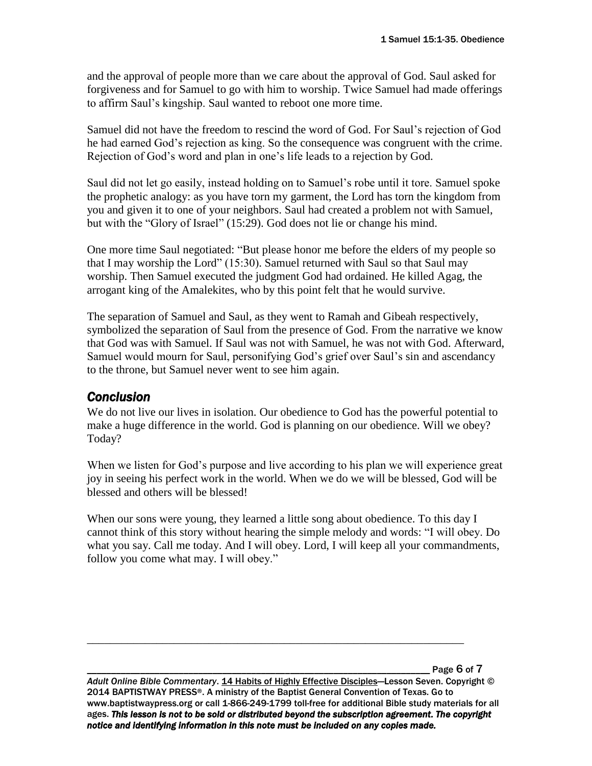and the approval of people more than we care about the approval of God. Saul asked for forgiveness and for Samuel to go with him to worship. Twice Samuel had made offerings to affirm Saul's kingship. Saul wanted to reboot one more time.

Samuel did not have the freedom to rescind the word of God. For Saul's rejection of God he had earned God's rejection as king. So the consequence was congruent with the crime. Rejection of God's word and plan in one's life leads to a rejection by God.

Saul did not let go easily, instead holding on to Samuel's robe until it tore. Samuel spoke the prophetic analogy: as you have torn my garment, the Lord has torn the kingdom from you and given it to one of your neighbors. Saul had created a problem not with Samuel, but with the "Glory of Israel" (15:29). God does not lie or change his mind.

One more time Saul negotiated: "But please honor me before the elders of my people so that I may worship the Lord" (15:30). Samuel returned with Saul so that Saul may worship. Then Samuel executed the judgment God had ordained. He killed Agag, the arrogant king of the Amalekites, who by this point felt that he would survive.

The separation of Samuel and Saul, as they went to Ramah and Gibeah respectively, symbolized the separation of Saul from the presence of God. From the narrative we know that God was with Samuel. If Saul was not with Samuel, he was not with God. Afterward, Samuel would mourn for Saul, personifying God's grief over Saul's sin and ascendancy to the throne, but Samuel never went to see him again.

## *Conclusion*

We do not live our lives in isolation. Our obedience to God has the powerful potential to make a huge difference in the world. God is planning on our obedience. Will we obey? Today?

When we listen for God's purpose and live according to his plan we will experience great joy in seeing his perfect work in the world. When we do we will be blessed, God will be blessed and others will be blessed!

When our sons were young, they learned a little song about obedience. To this day I cannot think of this story without hearing the simple melody and words: "I will obey. Do what you say. Call me today. And I will obey. Lord, I will keep all your commandments, follow you come what may. I will obey."

*Adult Online Bible Commentary*. 14 Habits of Highly Effective Disciples—Lesson Seven. Copyright © 2014 BAPTISTWAY PRESS®. A ministry of the Baptist General Convention of Texas. Go to www.baptistwaypress.org or call 1-866-249-1799 toll-free for additional Bible study materials for all ages. ***This lesson is not to be sold or distributed beyond the subscription agreement. The copyright notice and identifying information in this note must be included on any copies made.***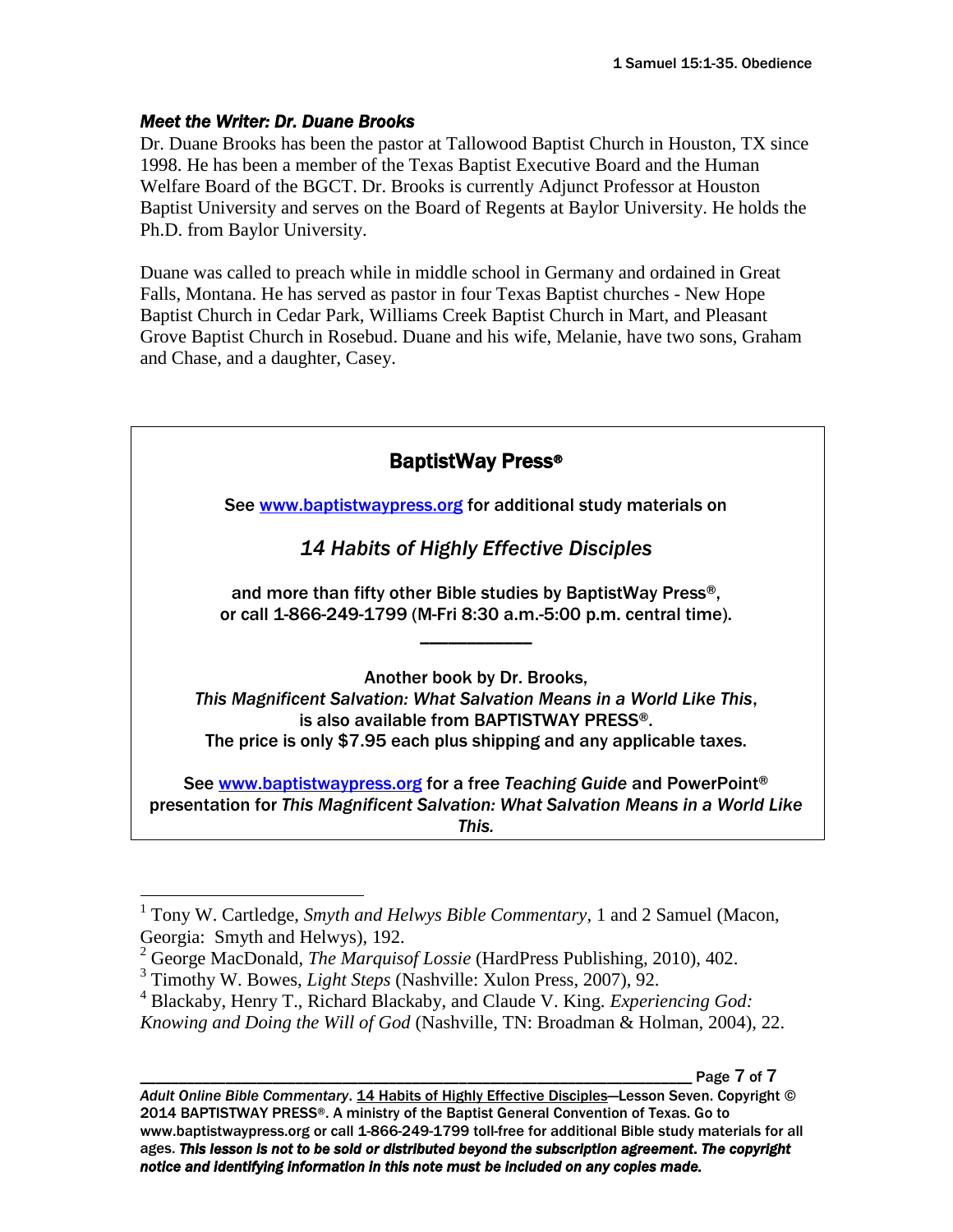### *Meet the Writer: Dr. Duane Brooks*

Dr. Duane Brooks has been the pastor at Tallowood Baptist Church in Houston, TX since 1998. He has been a member of the Texas Baptist Executive Board and the Human Welfare Board of the BGCT. Dr. Brooks is currently Adjunct Professor at Houston Baptist University and serves on the Board of Regents at Baylor University. He holds the Ph.D. from Baylor University.

Duane was called to preach while in middle school in Germany and ordained in Great Falls, Montana. He has served as pastor in four Texas Baptist churches - New Hope Baptist Church in Cedar Park, Williams Creek Baptist Church in Mart, and Pleasant Grove Baptist Church in Rosebud. Duane and his wife, Melanie, have two sons, Graham and Chase, and a daughter, Casey.

---

**BaptistWay Press®**

See www.baptistwaypress.org for additional study materials on

*14 Habits of Highly Effective Disciples*

and more than fifty other Bible studies by BaptistWay Press®, or call 1-866-249-1799 (M-Fri 8:30 a.m.-5:00 p.m. central time).

---

Another book by Dr. Brooks, *This Magnificent Salvation: What Salvation Means in a World Like This*, is also available from BAPTISTWAY PRESS®. The price is only $7.95 each plus shipping and any applicable taxes.

See www.baptistwaypress.org for a free *Teaching Guide* and PowerPoint® presentation for *This Magnificent Salvation: What Salvation Means in a World Like This.*

---

[1] Tony W. Cartledge, *Smyth and Helwys Bible Commentary*, 1 and 2 Samuel (Macon, Georgia: Smyth and Helwys), 192.

[2] George MacDonald, *The Marquisof Lossie* (HardPress Publishing, 2010), 402.

[3] Timothy W. Bowes, *Light Steps* (Nashville: Xulon Press, 2007), 92.

[4] Blackaby, Henry T., Richard Blackaby, and Claude V. King. *Experiencing God: Knowing and Doing the Will of God* (Nashville, TN: Broadman & Holman, 2004), 22.

*Adult Online Bible Commentary*. 14 Habits of Highly Effective Disciples—Lesson Seven. Copyright © 2014 BAPTISTWAY PRESS®. A ministry of the Baptist General Convention of Texas. Go to www.baptistwaypress.org or call 1-866-249-1799 toll-free for additional Bible study materials for all ages. ***This lesson is not to be sold or distributed beyond the subscription agreement. The copyright notice and identifying information in this note must be included on any copies made.***